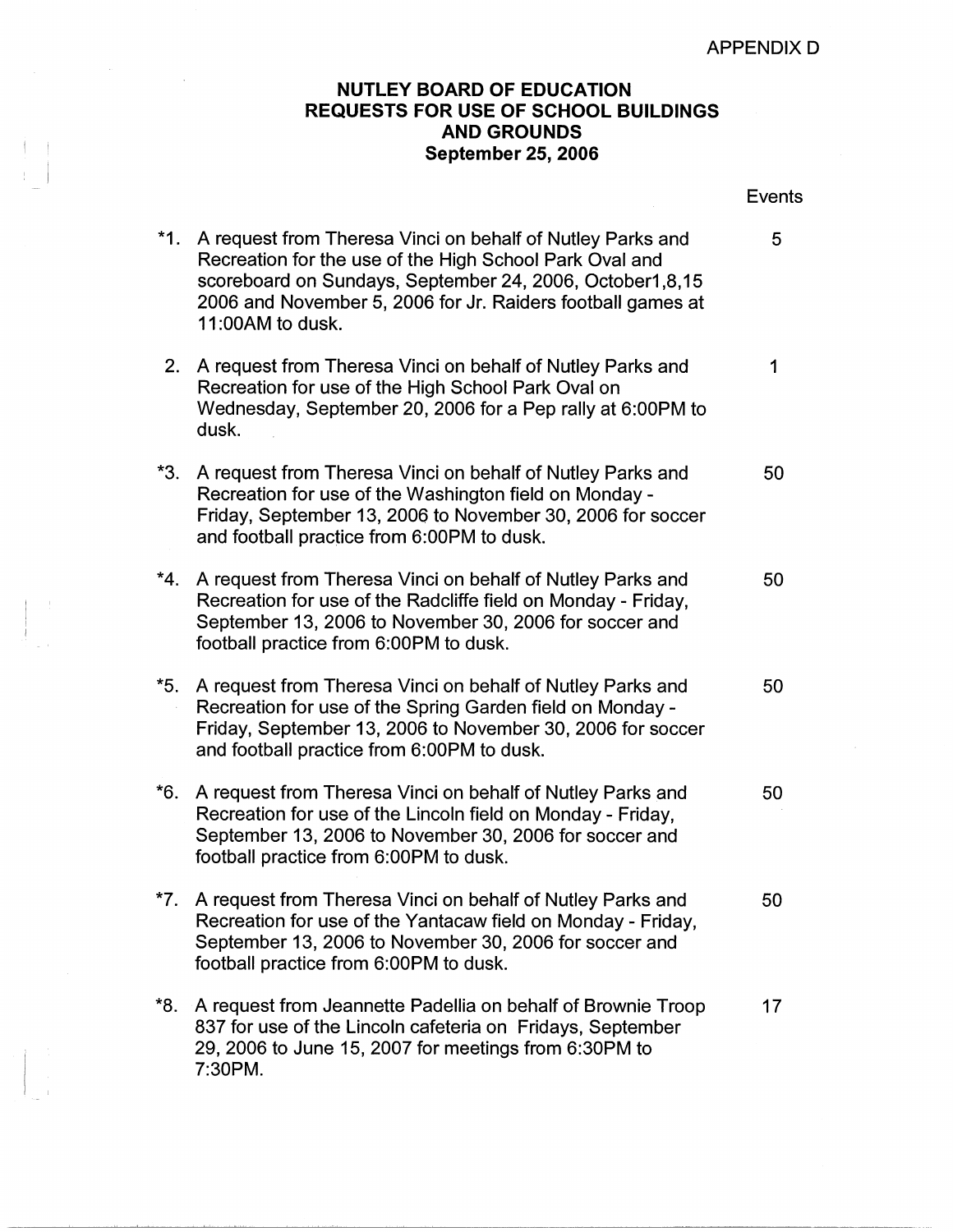APPENDIX D

# NUTLEY BOARD OF EDUCATION
## REQUESTS FOR USE OF SCHOOL BUILDINGS AND GROUNDS
### September 25, 2006

| | Request | Events |
|---|---|---|
| *1. | A request from Theresa Vinci on behalf of Nutley Parks and Recreation for the use of the High School Park Oval and scoreboard on Sundays, September 24, 2006, October1,8,15 2006 and November 5, 2006 for Jr. Raiders football games at 11:00AM to dusk. | 5 |
| 2. | A request from Theresa Vinci on behalf of Nutley Parks and Recreation for use of the High School Park Oval on Wednesday, September 20, 2006 for a Pep rally at 6:00PM to dusk. | 1 |
| *3. | A request from Theresa Vinci on behalf of Nutley Parks and Recreation for use of the Washington field on Monday - Friday, September 13, 2006 to November 30, 2006 for soccer and football practice from 6:00PM to dusk. | 50 |
| *4. | A request from Theresa Vinci on behalf of Nutley Parks and Recreation for use of the Radcliffe field on Monday - Friday, September 13, 2006 to November 30, 2006 for soccer and football practice from 6:00PM to dusk. | 50 |
| *5. | A request from Theresa Vinci on behalf of Nutley Parks and Recreation for use of the Spring Garden field on Monday - Friday, September 13, 2006 to November 30, 2006 for soccer and football practice from 6:00PM to dusk. | 50 |
| *6. | A request from Theresa Vinci on behalf of Nutley Parks and Recreation for use of the Lincoln field on Monday - Friday, September 13, 2006 to November 30, 2006 for soccer and football practice from 6:00PM to dusk. | 50 |
| *7. | A request from Theresa Vinci on behalf of Nutley Parks and Recreation for use of the Yantacaw field on Monday - Friday, September 13, 2006 to November 30, 2006 for soccer and football practice from 6:00PM to dusk. | 50 |
| *8. | A request from Jeannette Padellia on behalf of Brownie Troop 837 for use of the Lincoln cafeteria on Fridays, September 29, 2006 to June 15, 2007 for meetings from 6:30PM to 7:30PM. | 17 |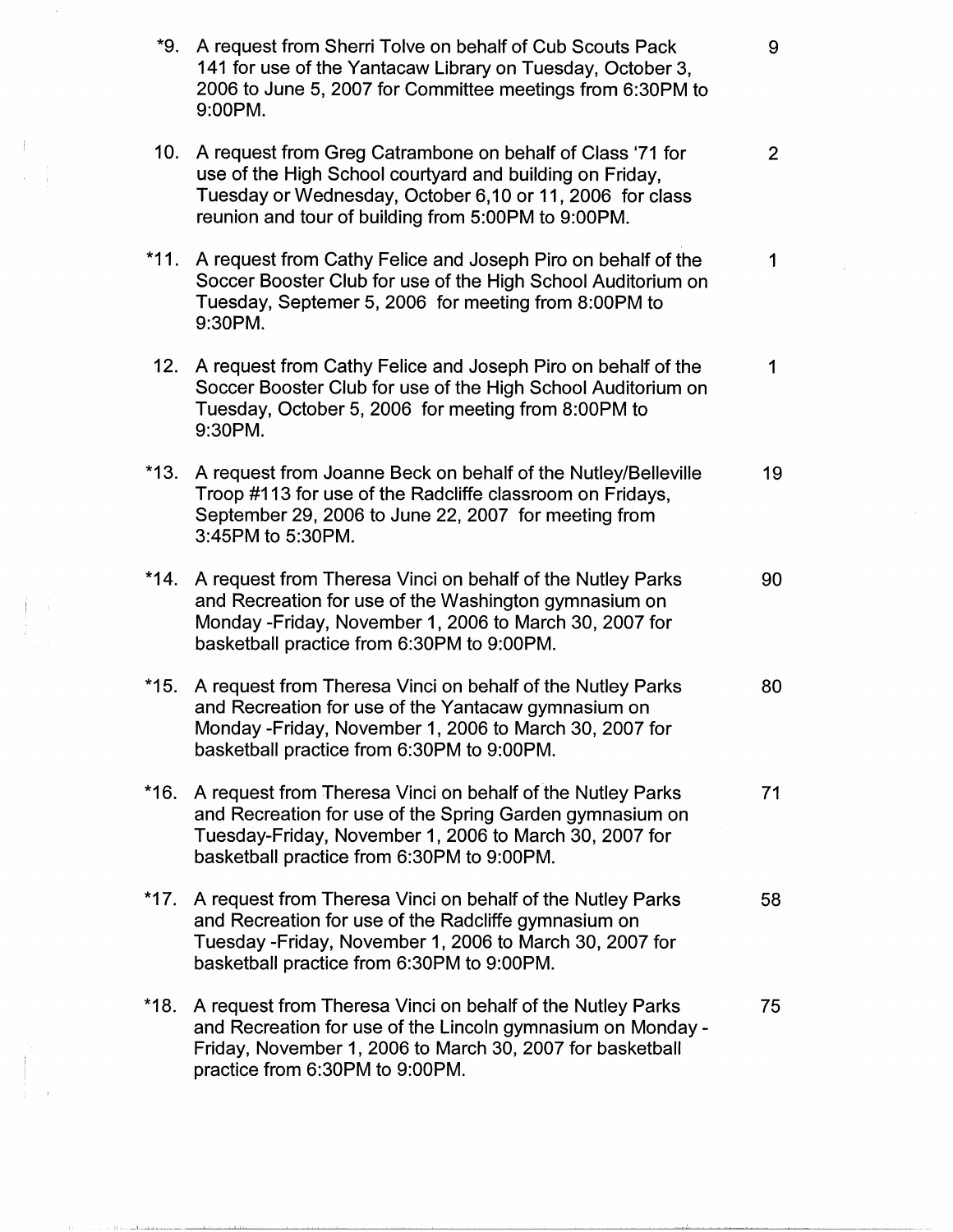| | | |
|---|---|---|
| *9. | A request from Sherri Tolve on behalf of Cub Scouts Pack 141 for use of the Yantacaw Library on Tuesday, October 3, 2006 to June 5, 2007 for Committee meetings from 6:30PM to 9:00PM. | 9 |
| 10. | A request from Greg Catrambone on behalf of Class '71 for use of the High School courtyard and building on Friday, Tuesday or Wednesday, October 6,10 or 11, 2006 for class reunion and tour of building from 5:00PM to 9:00PM. | 2 |
| *11. | A request from Cathy Felice and Joseph Piro on behalf of the Soccer Booster Club for use of the High School Auditorium on Tuesday, Septemer 5, 2006 for meeting from 8:00PM to 9:30PM. | 1 |
| 12. | A request from Cathy Felice and Joseph Piro on behalf of the Soccer Booster Club for use of the High School Auditorium on Tuesday, October 5, 2006 for meeting from 8:00PM to 9:30PM. | 1 |
| *13. | A request from Joanne Beck on behalf of the Nutley/Belleville Troop #113 for use of the Radcliffe classroom on Fridays, September 29, 2006 to June 22, 2007 for meeting from 3:45PM to 5:30PM. | 19 |
| *14. | A request from Theresa Vinci on behalf of the Nutley Parks and Recreation for use of the Washington gymnasium on Monday -Friday, November 1, 2006 to March 30, 2007 for basketball practice from 6:30PM to 9:00PM. | 90 |
| *15. | A request from Theresa Vinci on behalf of the Nutley Parks and Recreation for use of the Yantacaw gymnasium on Monday -Friday, November 1, 2006 to March 30, 2007 for basketball practice from 6:30PM to 9:00PM. | 80 |
| *16. | A request from Theresa Vinci on behalf of the Nutley Parks and Recreation for use of the Spring Garden gymnasium on Tuesday-Friday, November 1, 2006 to March 30, 2007 for basketball practice from 6:30PM to 9:00PM. | 71 |
| *17. | A request from Theresa Vinci on behalf of the Nutley Parks and Recreation for use of the Radcliffe gymnasium on Tuesday -Friday, November 1, 2006 to March 30, 2007 for basketball practice from 6:30PM to 9:00PM. | 58 |
| *18. | A request from Theresa Vinci on behalf of the Nutley Parks and Recreation for use of the Lincoln gymnasium on Monday - Friday, November 1, 2006 to March 30, 2007 for basketball practice from 6:30PM to 9:00PM. | 75 |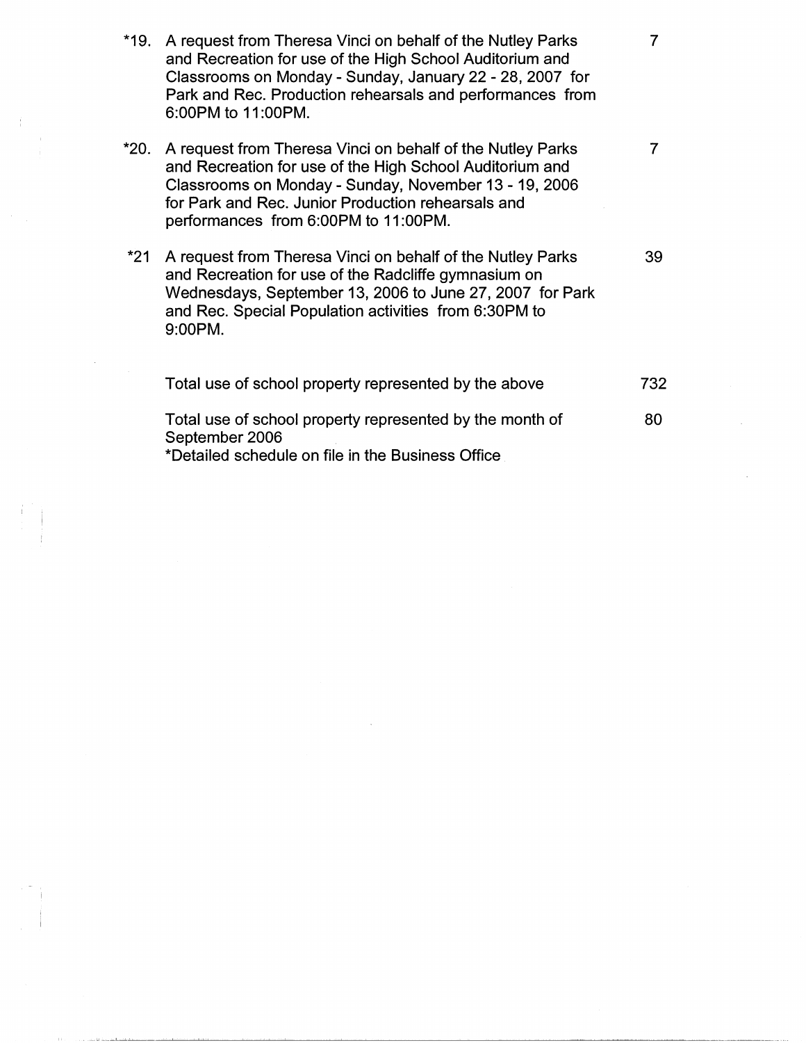| | | |
|---|---|---|
| *19. | A request from Theresa Vinci on behalf of the Nutley Parks and Recreation for use of the High School Auditorium and Classrooms on Monday - Sunday, January 22 - 28, 2007 for Park and Rec. Production rehearsals and performances from 6:00PM to 11:00PM. | 7 |
| *20. | A request from Theresa Vinci on behalf of the Nutley Parks and Recreation for use of the High School Auditorium and Classrooms on Monday - Sunday, November 13 - 19, 2006 for Park and Rec. Junior Production rehearsals and performances from 6:00PM to 11:00PM. | 7 |
| *21 | A request from Theresa Vinci on behalf of the Nutley Parks and Recreation for use of the Radcliffe gymnasium on Wednesdays, September 13, 2006 to June 27, 2007 for Park and Rec. Special Population activities from 6:30PM to 9:00PM. | 39 |
| | Total use of school property represented by the above | 732 |
| | Total use of school property represented by the month of September 2006 | 80 |

*Detailed schedule on file in the Business Office